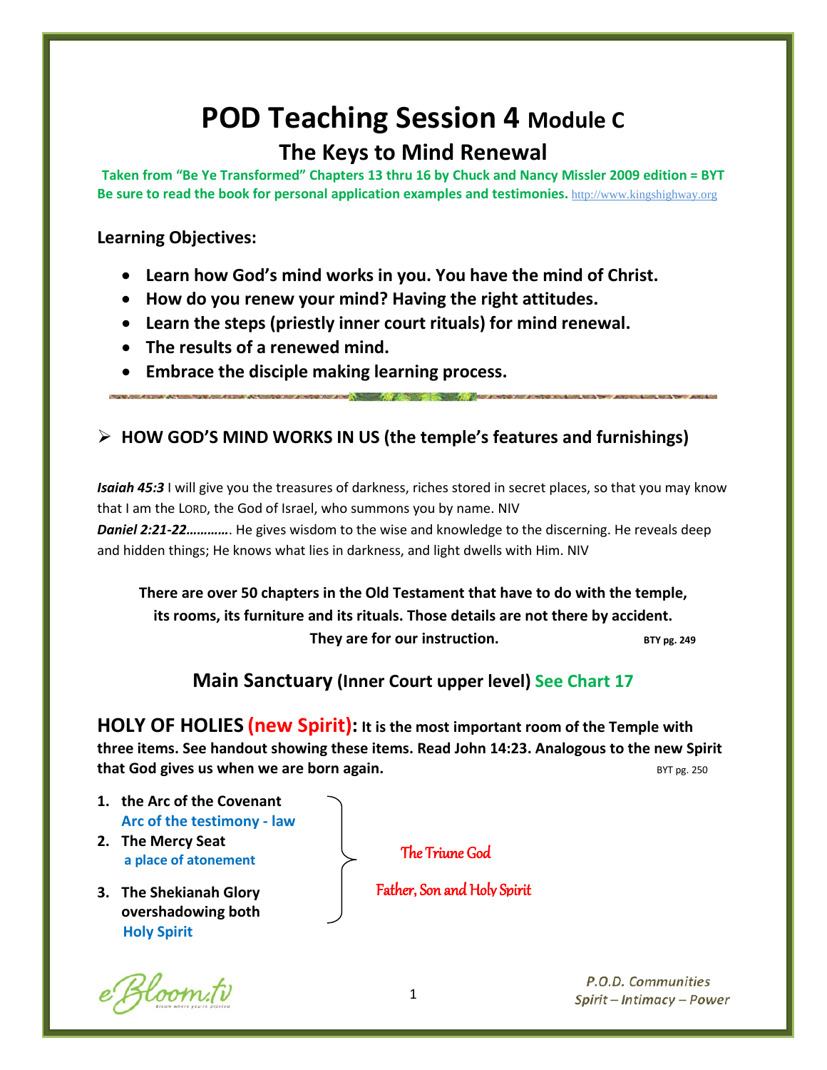# POD Teaching Session 4 Module C

## The Keys to Mind Renewal

**Taken from "Be Ye Transformed" Chapters 13 thru 16 by Chuck and Nancy Missler 2009 edition = BYT**
**Be sure to read the book for personal application examples and testimonies.** http://www.kingshighway.org

**Learning Objectives:**

- **Learn how God's mind works in you. You have the mind of Christ.**
- **How do you renew your mind? Having the right attitudes.**
- **Learn the steps (priestly inner court rituals) for mind renewal.**
- **The results of a renewed mind.**
- **Embrace the disciple making learning process.**

### ➢ HOW GOD'S MIND WORKS IN US (the temple's features and furnishings)

***Isaiah 45:3*** I will give you the treasures of darkness, riches stored in secret places, so that you may know that I am the LORD, the God of Israel, who summons you by name. NIV
***Daniel 2:21-22…………***. He gives wisdom to the wise and knowledge to the discerning. He reveals deep and hidden things; He knows what lies in darkness, and light dwells with Him. NIV

**There are over 50 chapters in the Old Testament that have to do with the temple, its rooms, its furniture and its rituals. Those details are not there by accident. They are for our instruction.** **BTY pg. 249**

### Main Sanctuary (Inner Court upper level) See Chart 17

**HOLY OF HOLIES (new Spirit): It is the most important room of the Temple with three items. See handout showing these items. Read John 14:23. Analogous to the new Spirit that God gives us when we are born again.** BYT pg. 250

1. **the Arc of the Covenant**
   **Arc of the testimony - law**
2. **The Mercy Seat**
   **a place of atonement**
3. **The Shekianah Glory overshadowing both**
   **Holy Spirit**

} The Triune God

Father, Son and Holy Spirit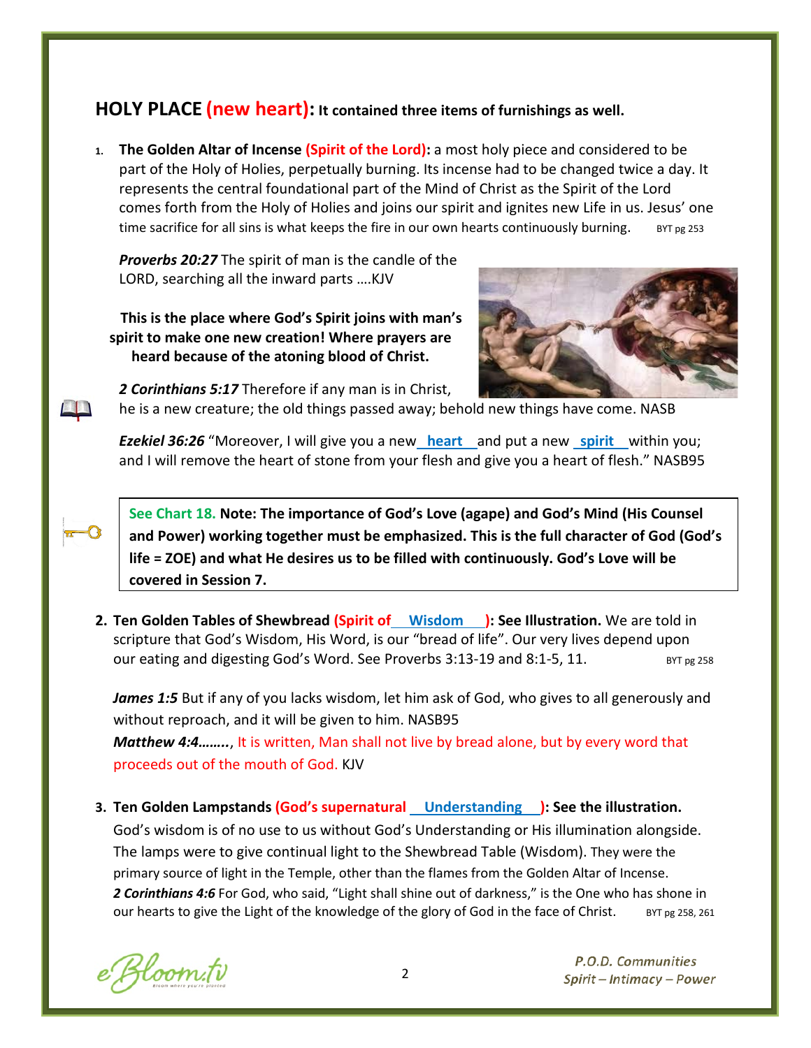## HOLY PLACE (new heart): It contained three items of furnishings as well.

1. **The Golden Altar of Incense (Spirit of the Lord):** a most holy piece and considered to be part of the Holy of Holies, perpetually burning. Its incense had to be changed twice a day. It represents the central foundational part of the Mind of Christ as the Spirit of the Lord comes forth from the Holy of Holies and joins our spirit and ignites new Life in us. Jesus' one time sacrifice for all sins is what keeps the fire in our own hearts continuously burning. BYT pg 253

   ***Proverbs 20:27*** The spirit of man is the candle of the LORD, searching all the inward parts ….KJV

   **This is the place where God's Spirit joins with man's spirit to make one new creation! Where prayers are heard because of the atoning blood of Christ.**

   ***2 Corinthians 5:17*** Therefore if any man is in Christ, he is a new creature; the old things passed away; behold new things have come. NASB

   ***Ezekiel 36:26*** "Moreover, I will give you a new **heart** and put a new **spirit** within you; and I will remove the heart of stone from your flesh and give you a heart of flesh." NASB95

   > See Chart 18. **Note: The importance of God's Love (agape) and God's Mind (His Counsel and Power) working together must be emphasized. This is the full character of God (God's life = ZOE) and what He desires us to be filled with continuously. God's Love will be covered in Session 7.**

2. **Ten Golden Tables of Shewbread (Spirit of Wisdom): See Illustration.** We are told in scripture that God's Wisdom, His Word, is our "bread of life". Our very lives depend upon our eating and digesting God's Word. See Proverbs 3:13-19 and 8:1-5, 11. BYT pg 258

   ***James 1:5*** But if any of you lacks wisdom, let him ask of God, who gives to all generously and without reproach, and it will be given to him. NASB95

   ***Matthew 4:4……..***, It is written, Man shall not live by bread alone, but by every word that proceeds out of the mouth of God. KJV

3. **Ten Golden Lampstands (God's supernatural Understanding): See the illustration.** God's wisdom is of no use to us without God's Understanding or His illumination alongside. The lamps were to give continual light to the Shewbread Table (Wisdom). They were the primary source of light in the Temple, other than the flames from the Golden Altar of Incense.
   ***2 Corinthians 4:6*** For God, who said, "Light shall shine out of darkness," is the One who has shone in our hearts to give the Light of the knowledge of the glory of God in the face of Christ. BYT pg 258, 261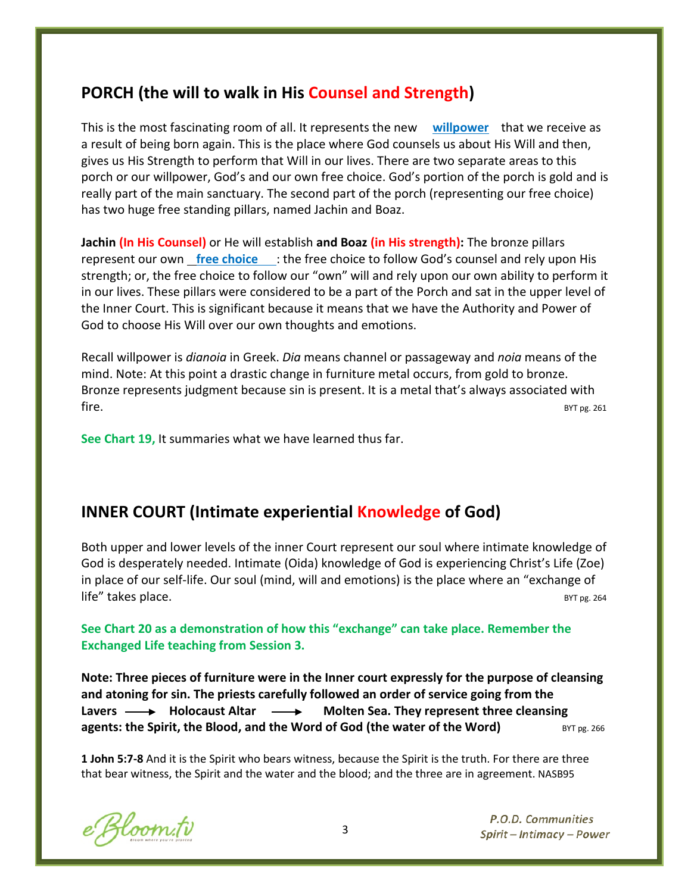## PORCH (the will to walk in His Counsel and Strength)

This is the most fascinating room of all. It represents the new **willpower** that we receive as a result of being born again. This is the place where God counsels us about His Will and then, gives us His Strength to perform that Will in our lives. There are two separate areas to this porch or our willpower, God's and our own free choice. God's portion of the porch is gold and is really part of the main sanctuary. The second part of the porch (representing our free choice) has two huge free standing pillars, named Jachin and Boaz.

**Jachin (In His Counsel)** or He will establish **and Boaz (in His strength):** The bronze pillars represent our own **free choice**: the free choice to follow God's counsel and rely upon His strength; or, the free choice to follow our "own" will and rely upon our own ability to perform it in our lives. These pillars were considered to be a part of the Porch and sat in the upper level of the Inner Court. This is significant because it means that we have the Authority and Power of God to choose His Will over our own thoughts and emotions.

Recall willpower is *dianoia* in Greek. *Dia* means channel or passageway and *noia* means of the mind. Note: At this point a drastic change in furniture metal occurs, from gold to bronze. Bronze represents judgment because sin is present. It is a metal that's always associated with fire. BYT pg. 261

**See Chart 19,** It summaries what we have learned thus far.

## INNER COURT (Intimate experiential Knowledge of God)

Both upper and lower levels of the inner Court represent our soul where intimate knowledge of God is desperately needed. Intimate (Oida) knowledge of God is experiencing Christ's Life (Zoe) in place of our self-life. Our soul (mind, will and emotions) is the place where an "exchange of life" takes place. BYT pg. 264

**See Chart 20 as a demonstration of how this "exchange" can take place. Remember the Exchanged Life teaching from Session 3.**

**Note: Three pieces of furniture were in the Inner court expressly for the purpose of cleansing and atoning for sin. The priests carefully followed an order of service going from the Lavers ⟶ Holocaust Altar ⟶ Molten Sea. They represent three cleansing agents: the Spirit, the Blood, and the Word of God (the water of the Word)** BYT pg. 266

**1 John 5:7-8** And it is the Spirit who bears witness, because the Spirit is the truth. For there are three that bear witness, the Spirit and the water and the blood; and the three are in agreement. NASB95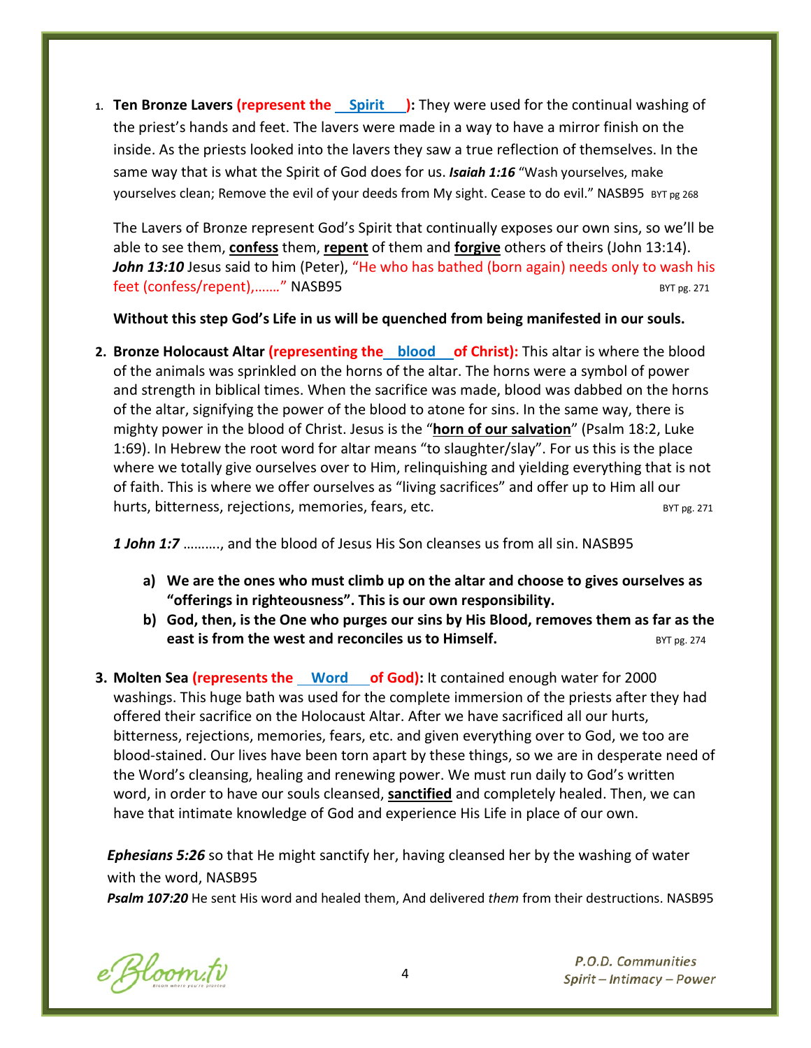1. **Ten Bronze Lavers (represent the <u>Spirit</u>):** They were used for the continual washing of the priest's hands and feet. The lavers were made in a way to have a mirror finish on the inside. As the priests looked into the lavers they saw a true reflection of themselves. In the same way that is what the Spirit of God does for us. ***Isaiah 1:16*** "Wash yourselves, make yourselves clean; Remove the evil of your deeds from My sight. Cease to do evil." NASB95 BYT pg 268

   The Lavers of Bronze represent God's Spirit that continually exposes our own sins, so we'll be able to see them, **<u>confess</u>** them, **<u>repent</u>** of them and **<u>forgive</u>** others of theirs (John 13:14). ***John 13:10*** Jesus said to him (Peter), "He who has bathed (born again) needs only to wash his feet (confess/repent),……." NASB95 BYT pg. 271

   **Without this step God's Life in us will be quenched from being manifested in our souls.**

2. **Bronze Holocaust Altar (representing the <u>blood</u> of Christ):** This altar is where the blood of the animals was sprinkled on the horns of the altar. The horns were a symbol of power and strength in biblical times. When the sacrifice was made, blood was dabbed on the horns of the altar, signifying the power of the blood to atone for sins. In the same way, there is mighty power in the blood of Christ. Jesus is the "**<u>horn of our salvation</u>**" (Psalm 18:2, Luke 1:69). In Hebrew the root word for altar means "to slaughter/slay". For us this is the place where we totally give ourselves over to Him, relinquishing and yielding everything that is not of faith. This is where we offer ourselves as "living sacrifices" and offer up to Him all our hurts, bitterness, rejections, memories, fears, etc. BYT pg. 271

   ***1 John 1:7*** ………., and the blood of Jesus His Son cleanses us from all sin. NASB95

   a) **We are the ones who must climb up on the altar and choose to gives ourselves as "offerings in righteousness". This is our own responsibility.**
   b) **God, then, is the One who purges our sins by His Blood, removes them as far as the east is from the west and reconciles us to Himself.** BYT pg. 274

3. **Molten Sea (represents the <u>Word</u> of God):** It contained enough water for 2000 washings. This huge bath was used for the complete immersion of the priests after they had offered their sacrifice on the Holocaust Altar. After we have sacrificed all our hurts, bitterness, rejections, memories, fears, etc. and given everything over to God, we too are blood-stained. Our lives have been torn apart by these things, so we are in desperate need of the Word's cleansing, healing and renewing power. We must run daily to God's written word, in order to have our souls cleansed, **<u>sanctified</u>** and completely healed. Then, we can have that intimate knowledge of God and experience His Life in place of our own.

***Ephesians 5:26*** so that He might sanctify her, having cleansed her by the washing of water with the word, NASB95
***Psalm 107:20*** He sent His word and healed them, And delivered *them* from their destructions. NASB95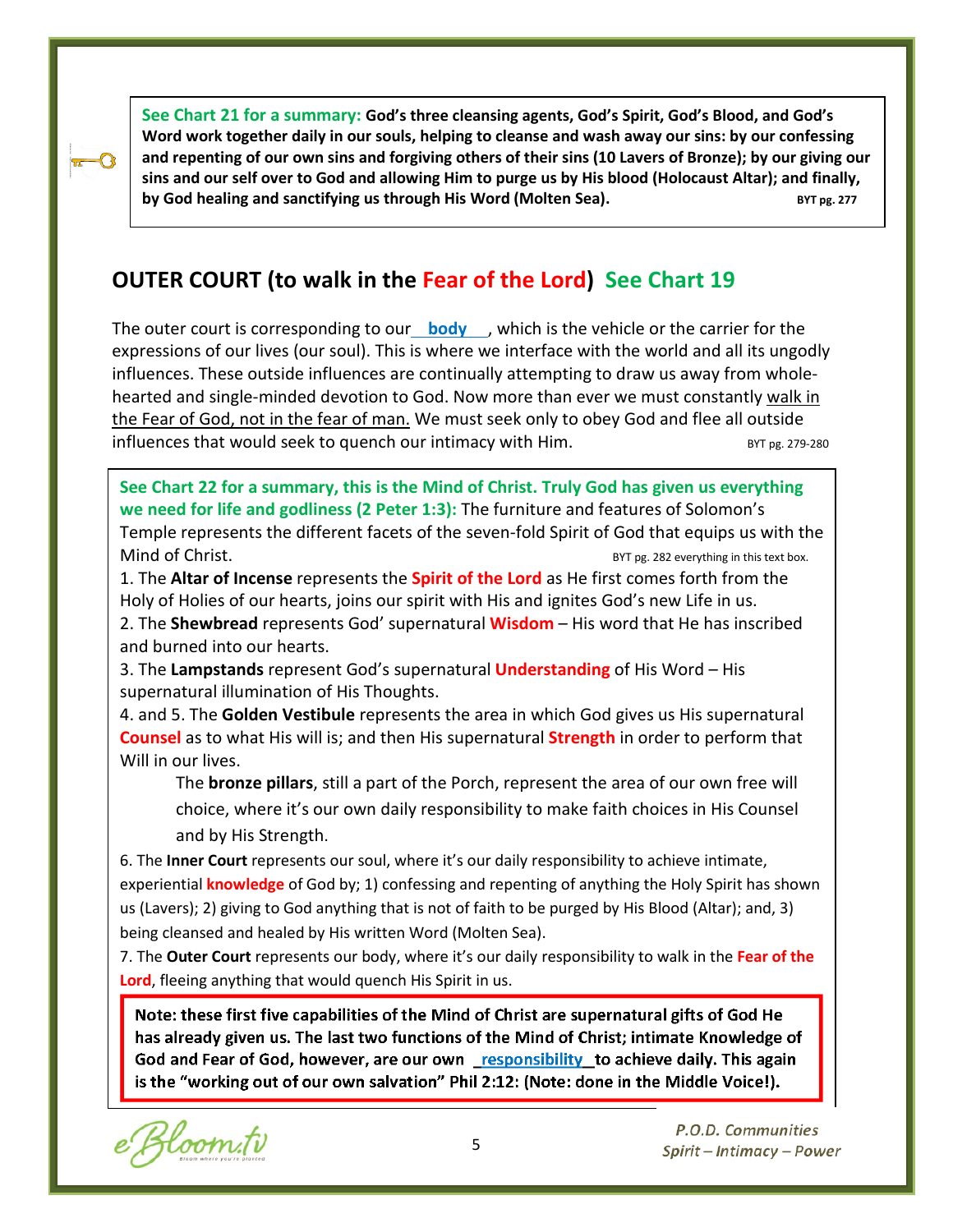**See Chart 21 for a summary:** **God's three cleansing agents, God's Spirit, God's Blood, and God's Word work together daily in our souls, helping to cleanse and wash away our sins: by our confessing and repenting of our own sins and forgiving others of their sins (10 Lavers of Bronze); by our giving our sins and our self over to God and allowing Him to purge us by His blood (Holocaust Altar); and finally, by God healing and sanctifying us through His Word (Molten Sea).** BYT pg. 277

## OUTER COURT (to walk in the Fear of the Lord) See Chart 19

The outer court is corresponding to our **body**, which is the vehicle or the carrier for the expressions of our lives (our soul). This is where we interface with the world and all its ungodly influences. These outside influences are continually attempting to draw us away from whole-hearted and single-minded devotion to God. Now more than ever we must constantly walk in the Fear of God, not in the fear of man. We must seek only to obey God and flee all outside influences that would seek to quench our intimacy with Him. BYT pg. 279-280

**See Chart 22 for a summary, this is the Mind of Christ. Truly God has given us everything we need for life and godliness (2 Peter 1:3):** The furniture and features of Solomon's Temple represents the different facets of the seven-fold Spirit of God that equips us with the Mind of Christ. BYT pg. 282 everything in this text box.

1. The **Altar of Incense** represents the **Spirit of the Lord** as He first comes forth from the Holy of Holies of our hearts, joins our spirit with His and ignites God's new Life in us.
2. The **Shewbread** represents God' supernatural **Wisdom** – His word that He has inscribed and burned into our hearts.
3. The **Lampstands** represent God's supernatural **Understanding** of His Word – His supernatural illumination of His Thoughts.
4. and 5. The **Golden Vestibule** represents the area in which God gives us His supernatural **Counsel** as to what His will is; and then His supernatural **Strength** in order to perform that Will in our lives.

   The **bronze pillars**, still a part of the Porch, represent the area of our own free will choice, where it's our own daily responsibility to make faith choices in His Counsel and by His Strength.

6. The **Inner Court** represents our soul, where it's our daily responsibility to achieve intimate, experiential **knowledge** of God by; 1) confessing and repenting of anything the Holy Spirit has shown us (Lavers); 2) giving to God anything that is not of faith to be purged by His Blood (Altar); and, 3) being cleansed and healed by His written Word (Molten Sea).
7. The **Outer Court** represents our body, where it's our daily responsibility to walk in the **Fear of the Lord**, fleeing anything that would quench His Spirit in us.

**Note: these first five capabilities of the Mind of Christ are supernatural gifts of God He has already given us. The last two functions of the Mind of Christ; intimate Knowledge of God and Fear of God, however, are our own responsibility to achieve daily. This again is the "working out of our own salvation" Phil 2:12: (Note: done in the Middle Voice!).**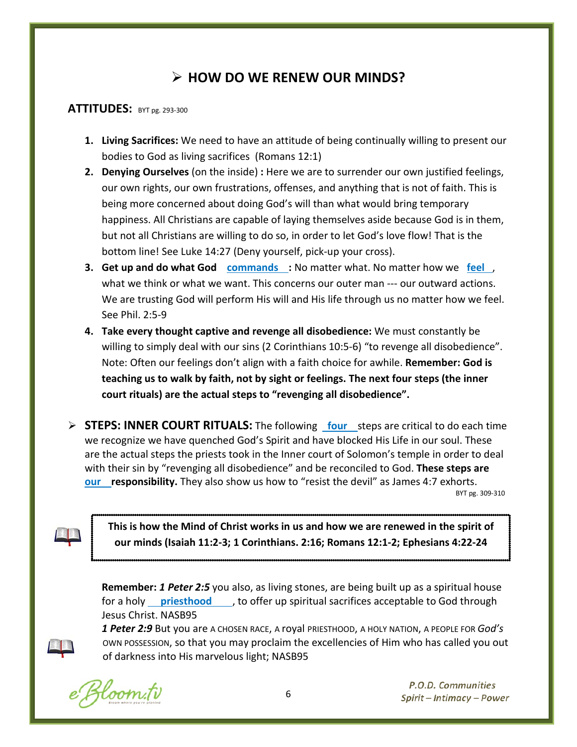## ➢ HOW DO WE RENEW OUR MINDS?

**ATTITUDES:** BYT pg. 293-300

1. **Living Sacrifices:** We need to have an attitude of being continually willing to present our bodies to God as living sacrifices (Romans 12:1)
2. **Denying Ourselves** (on the inside) **:** Here we are to surrender our own justified feelings, our own rights, our own frustrations, offenses, and anything that is not of faith. This is being more concerned about doing God's will than what would bring temporary happiness. All Christians are capable of laying themselves aside because God is in them, but not all Christians are willing to do so, in order to let God's love flow! That is the bottom line! See Luke 14:27 (Deny yourself, pick-up your cross).
3. **Get up and do what God commands :** No matter what. No matter how we feel, what we think or what we want. This concerns our outer man --- our outward actions. We are trusting God will perform His will and His life through us no matter how we feel. See Phil. 2:5-9
4. **Take every thought captive and revenge all disobedience:** We must constantly be willing to simply deal with our sins (2 Corinthians 10:5-6) "to revenge all disobedience". Note: Often our feelings don't align with a faith choice for awhile. **Remember: God is teaching us to walk by faith, not by sight or feelings. The next four steps (the inner court rituals) are the actual steps to "revenging all disobedience".**

➢ **STEPS: INNER COURT RITUALS:** The following four steps are critical to do each time we recognize we have quenched God's Spirit and have blocked His Life in our soul. These are the actual steps the priests took in the Inner court of Solomon's temple in order to deal with their sin by "revenging all disobedience" and be reconciled to God. **These steps are our responsibility.** They also show us how to "resist the devil" as James 4:7 exhorts.

BYT pg. 309-310

**This is how the Mind of Christ works in us and how we are renewed in the spirit of our minds (Isaiah 11:2-3; 1 Corinthians. 2:16; Romans 12:1-2; Ephesians 4:22-24**

**Remember:** ***1 Peter 2:5*** you also, as living stones, are being built up as a spiritual house for a holy priesthood, to offer up spiritual sacrifices acceptable to God through Jesus Christ. NASB95

***1 Peter 2:9*** But you are A CHOSEN RACE, A royal PRIESTHOOD, A HOLY NATION, A PEOPLE FOR *God's* OWN POSSESSION, so that you may proclaim the excellencies of Him who has called you out of darkness into His marvelous light; NASB95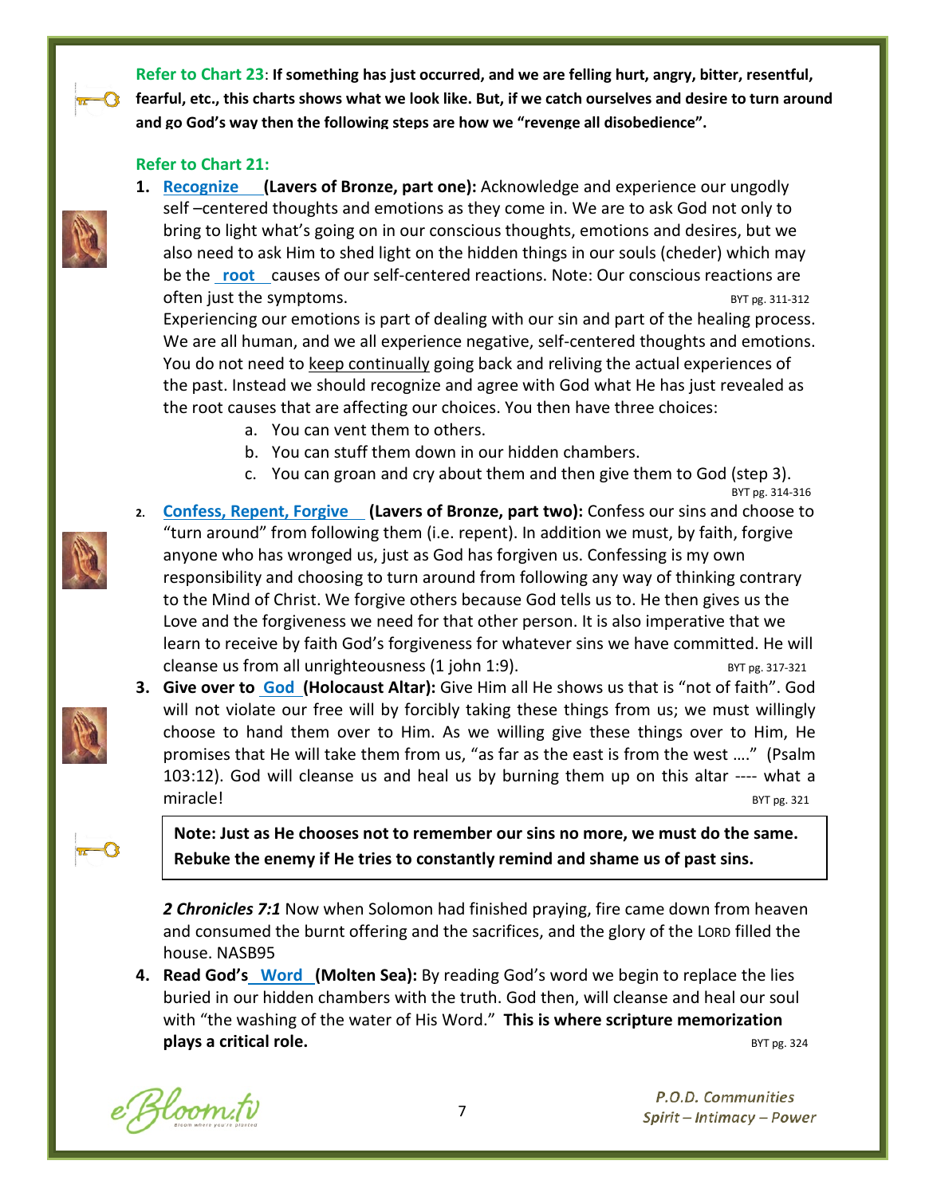**Refer to Chart 23**: **If something has just occurred, and we are felling hurt, angry, bitter, resentful, fearful, etc., this charts shows what we look like. But, if we catch ourselves and desire to turn around and go God's way then the following steps are how we "revenge all disobedience".**

**Refer to Chart 21:**

1. **Recognize (Lavers of Bronze, part one):** Acknowledge and experience our ungodly self –centered thoughts and emotions as they come in. We are to ask God not only to bring to light what's going on in our conscious thoughts, emotions and desires, but we also need to ask Him to shed light on the hidden things in our souls (cheder) which may be the **root** causes of our self-centered reactions. Note: Our conscious reactions are often just the symptoms. BYT pg. 311-312

   Experiencing our emotions is part of dealing with our sin and part of the healing process. We are all human, and we all experience negative, self-centered thoughts and emotions. You do not need to keep continually going back and reliving the actual experiences of the past. Instead we should recognize and agree with God what He has just revealed as the root causes that are affecting our choices. You then have three choices:

   a. You can vent them to others.
   b. You can stuff them down in our hidden chambers.
   c. You can groan and cry about them and then give them to God (step 3).

   BYT pg. 314-316

2. **Confess, Repent, Forgive (Lavers of Bronze, part two):** Confess our sins and choose to "turn around" from following them (i.e. repent). In addition we must, by faith, forgive anyone who has wronged us, just as God has forgiven us. Confessing is my own responsibility and choosing to turn around from following any way of thinking contrary to the Mind of Christ. We forgive others because God tells us to. He then gives us the Love and the forgiveness we need for that other person. It is also imperative that we learn to receive by faith God's forgiveness for whatever sins we have committed. He will cleanse us from all unrighteousness (1 john 1:9). BYT pg. 317-321

3. **Give over to God (Holocaust Altar):** Give Him all He shows us that is "not of faith". God will not violate our free will by forcibly taking these things from us; we must willingly choose to hand them over to Him. As we willing give these things over to Him, He promises that He will take them from us, "as far as the east is from the west …." (Psalm 103:12). God will cleanse us and heal us by burning them up on this altar ---- what a miracle! BYT pg. 321

   **Note: Just as He chooses not to remember our sins no more, we must do the same. Rebuke the enemy if He tries to constantly remind and shame us of past sins.**

   ***2 Chronicles 7:1*** Now when Solomon had finished praying, fire came down from heaven and consumed the burnt offering and the sacrifices, and the glory of the LORD filled the house. NASB95

4. **Read God's Word (Molten Sea):** By reading God's word we begin to replace the lies buried in our hidden chambers with the truth. God then, will cleanse and heal our soul with "the washing of the water of His Word." **This is where scripture memorization plays a critical role.** BYT pg. 324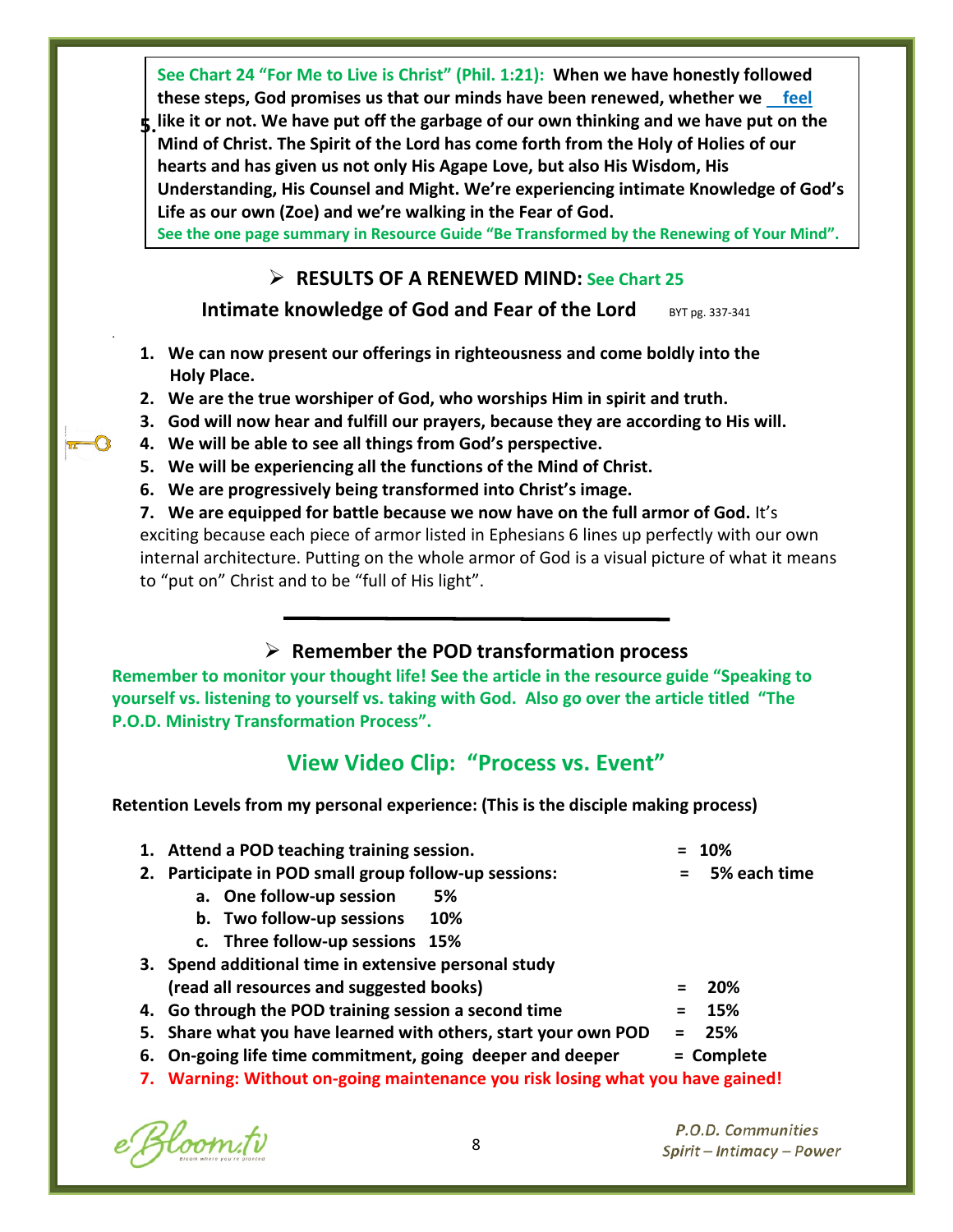5. **See Chart 24 "For Me to Live is Christ" (Phil. 1:21): When we have honestly followed these steps, God promises us that our minds have been renewed, whether we feel like it or not. We have put off the garbage of our own thinking and we have put on the Mind of Christ. The Spirit of the Lord has come forth from the Holy of Holies of our hearts and has given us not only His Agape Love, but also His Wisdom, His Understanding, His Counsel and Might. We're experiencing intimate Knowledge of God's Life as our own (Zoe) and we're walking in the Fear of God.**
**See the one page summary in Resource Guide "Be Transformed by the Renewing of Your Mind".**

## RESULTS OF A RENEWED MIND: See Chart 25

### Intimate knowledge of God and Fear of the Lord

BYT pg. 337-341

1. **We can now present our offerings in righteousness and come boldly into the Holy Place.**
2. **We are the true worshiper of God, who worships Him in spirit and truth.**
3. **God will now hear and fulfill our prayers, because they are according to His will.**
4. **We will be able to see all things from God's perspective.**
5. **We will be experiencing all the functions of the Mind of Christ.**
6. **We are progressively being transformed into Christ's image.**
7. **We are equipped for battle because we now have on the full armor of God.** It's exciting because each piece of armor listed in Ephesians 6 lines up perfectly with our own internal architecture. Putting on the whole armor of God is a visual picture of what it means to "put on" Christ and to be "full of His light".

---

## Remember the POD transformation process

**Remember to monitor your thought life! See the article in the resource guide "Speaking to yourself vs. listening to yourself vs. taking with God. Also go over the article titled "The P.O.D. Ministry Transformation Process".**

## View Video Clip: "Process vs. Event"

**Retention Levels from my personal experience: (This is the disciple making process)**

1. **Attend a POD teaching training session. = 10%**
2. **Participate in POD small group follow-up sessions: = 5% each time**
   a. **One follow-up session 5%**
   b. **Two follow-up sessions 10%**
   c. **Three follow-up sessions 15%**
3. **Spend additional time in extensive personal study (read all resources and suggested books) = 20%**
4. **Go through the POD training session a second time = 15%**
5. **Share what you have learned with others, start your own POD = 25%**
6. **On-going life time commitment, going deeper and deeper = Complete**
7. **Warning: Without on-going maintenance you risk losing what you have gained!**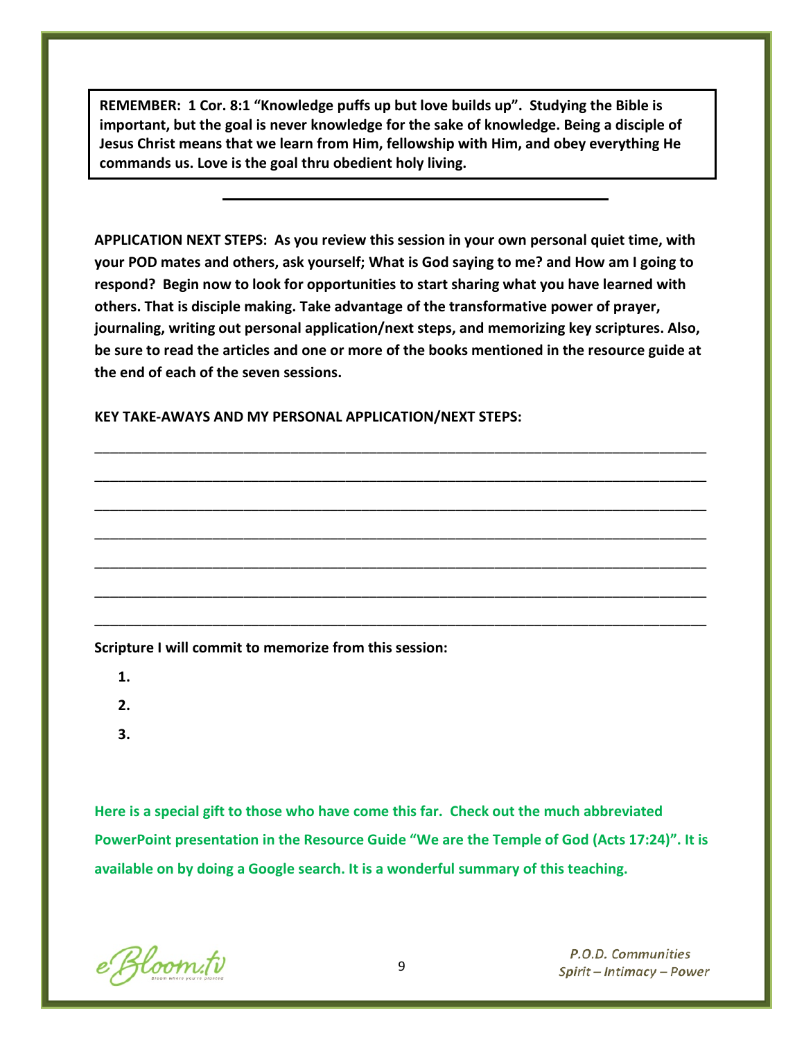**REMEMBER: 1 Cor. 8:1 "Knowledge puffs up but love builds up". Studying the Bible is important, but the goal is never knowledge for the sake of knowledge. Being a disciple of Jesus Christ means that we learn from Him, fellowship with Him, and obey everything He commands us. Love is the goal thru obedient holy living.**

---

**APPLICATION NEXT STEPS: As you review this session in your own personal quiet time, with your POD mates and others, ask yourself; What is God saying to me? and How am I going to respond? Begin now to look for opportunities to start sharing what you have learned with others. That is disciple making. Take advantage of the transformative power of prayer, journaling, writing out personal application/next steps, and memorizing key scriptures. Also, be sure to read the articles and one or more of the books mentioned in the resource guide at the end of each of the seven sessions.**

**KEY TAKE-AWAYS AND MY PERSONAL APPLICATION/NEXT STEPS:**

_______________________________________________________________________________

_______________________________________________________________________________

_______________________________________________________________________________

_______________________________________________________________________________

_______________________________________________________________________________

_______________________________________________________________________________

_______________________________________________________________________________

**Scripture I will commit to memorize from this session:**

1.
2.
3.

**Here is a special gift to those who have come this far. Check out the much abbreviated PowerPoint presentation in the Resource Guide "We are the Temple of God (Acts 17:24)". It is available on by doing a Google search. It is a wonderful summary of this teaching.**